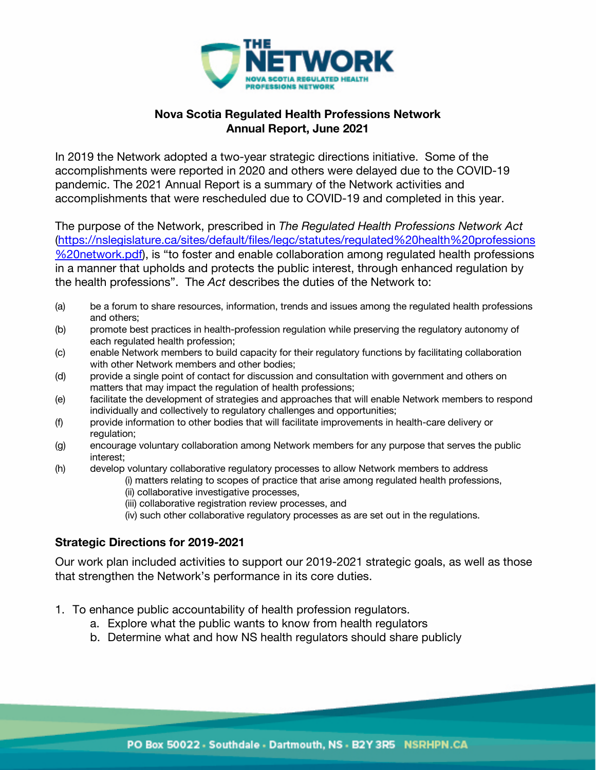**Nova Scotia Regulated Health Professions Network**
**Annual Report, June 2021**

In 2019 the Network adopted a two-year strategic directions initiative. Some of the accomplishments were reported in 2020 and others were delayed due to the COVID-19 pandemic. The 2021 Annual Report is a summary of the Network activities and accomplishments that were rescheduled due to COVID-19 and completed in this year.

The purpose of the Network, prescribed in *The Regulated Health Professions Network Act* (https://nslegislature.ca/sites/default/files/legc/statutes/regulated%20health%20professions%20network.pdf), is "to foster and enable collaboration among regulated health professions in a manner that upholds and protects the public interest, through enhanced regulation by the health professions". The *Act* describes the duties of the Network to:

(a) be a forum to share resources, information, trends and issues among the regulated health professions and others;
(b) promote best practices in health-profession regulation while preserving the regulatory autonomy of each regulated health profession;
(c) enable Network members to build capacity for their regulatory functions by facilitating collaboration with other Network members and other bodies;
(d) provide a single point of contact for discussion and consultation with government and others on matters that may impact the regulation of health professions;
(e) facilitate the development of strategies and approaches that will enable Network members to respond individually and collectively to regulatory challenges and opportunities;
(f) provide information to other bodies that will facilitate improvements in health-care delivery or regulation;
(g) encourage voluntary collaboration among Network members for any purpose that serves the public interest;
(h) develop voluntary collaborative regulatory processes to allow Network members to address
  (i) matters relating to scopes of practice that arise among regulated health professions,
  (ii) collaborative investigative processes,
  (iii) collaborative registration review processes, and
  (iv) such other collaborative regulatory processes as are set out in the regulations.

### Strategic Directions for 2019-2021

Our work plan included activities to support our 2019-2021 strategic goals, as well as those that strengthen the Network's performance in its core duties.

1. To enhance public accountability of health profession regulators.
   a. Explore what the public wants to know from health regulators
   b. Determine what and how NS health regulators should share publicly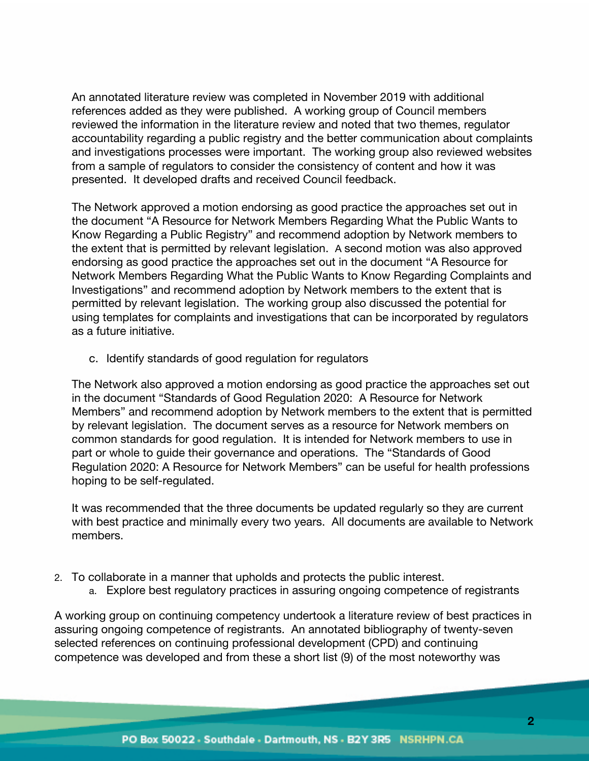An annotated literature review was completed in November 2019 with additional references added as they were published. A working group of Council members reviewed the information in the literature review and noted that two themes, regulator accountability regarding a public registry and the better communication about complaints and investigations processes were important. The working group also reviewed websites from a sample of regulators to consider the consistency of content and how it was presented. It developed drafts and received Council feedback.

The Network approved a motion endorsing as good practice the approaches set out in the document "A Resource for Network Members Regarding What the Public Wants to Know Regarding a Public Registry" and recommend adoption by Network members to the extent that is permitted by relevant legislation. A second motion was also approved endorsing as good practice the approaches set out in the document "A Resource for Network Members Regarding What the Public Wants to Know Regarding Complaints and Investigations" and recommend adoption by Network members to the extent that is permitted by relevant legislation. The working group also discussed the potential for using templates for complaints and investigations that can be incorporated by regulators as a future initiative.

c. Identify standards of good regulation for regulators

The Network also approved a motion endorsing as good practice the approaches set out in the document "Standards of Good Regulation 2020: A Resource for Network Members" and recommend adoption by Network members to the extent that is permitted by relevant legislation. The document serves as a resource for Network members on common standards for good regulation. It is intended for Network members to use in part or whole to guide their governance and operations. The "Standards of Good Regulation 2020: A Resource for Network Members" can be useful for health professions hoping to be self-regulated.

It was recommended that the three documents be updated regularly so they are current with best practice and minimally every two years. All documents are available to Network members.

2. To collaborate in a manner that upholds and protects the public interest.
   a. Explore best regulatory practices in assuring ongoing competence of registrants

A working group on continuing competency undertook a literature review of best practices in assuring ongoing competence of registrants. An annotated bibliography of twenty-seven selected references on continuing professional development (CPD) and continuing competence was developed and from these a short list (9) of the most noteworthy was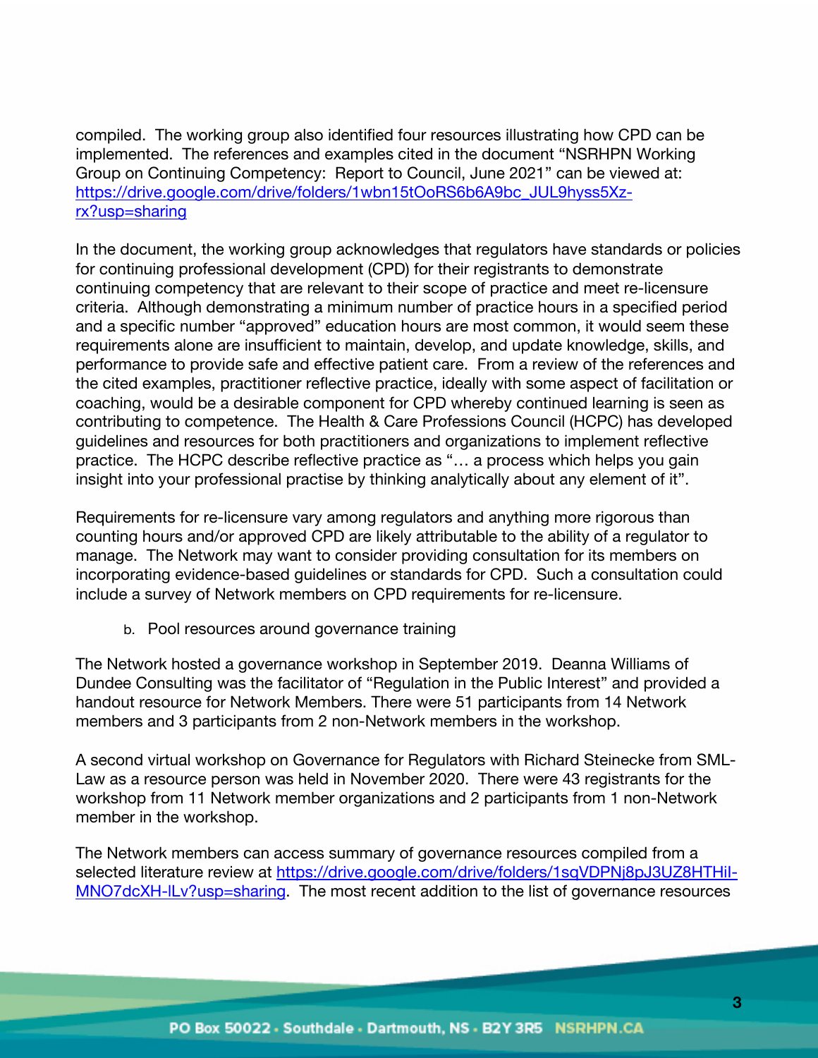compiled. The working group also identified four resources illustrating how CPD can be implemented. The references and examples cited in the document "NSRHPN Working Group on Continuing Competency: Report to Council, June 2021" can be viewed at: https://drive.google.com/drive/folders/1wbn15tOoRS6b6A9bc_JUL9hyss5Xz-rx?usp=sharing

In the document, the working group acknowledges that regulators have standards or policies for continuing professional development (CPD) for their registrants to demonstrate continuing competency that are relevant to their scope of practice and meet re-licensure criteria. Although demonstrating a minimum number of practice hours in a specified period and a specific number "approved" education hours are most common, it would seem these requirements alone are insufficient to maintain, develop, and update knowledge, skills, and performance to provide safe and effective patient care. From a review of the references and the cited examples, practitioner reflective practice, ideally with some aspect of facilitation or coaching, would be a desirable component for CPD whereby continued learning is seen as contributing to competence. The Health & Care Professions Council (HCPC) has developed guidelines and resources for both practitioners and organizations to implement reflective practice. The HCPC describe reflective practice as "… a process which helps you gain insight into your professional practise by thinking analytically about any element of it".

Requirements for re-licensure vary among regulators and anything more rigorous than counting hours and/or approved CPD are likely attributable to the ability of a regulator to manage. The Network may want to consider providing consultation for its members on incorporating evidence-based guidelines or standards for CPD. Such a consultation could include a survey of Network members on CPD requirements for re-licensure.

b. Pool resources around governance training

The Network hosted a governance workshop in September 2019. Deanna Williams of Dundee Consulting was the facilitator of "Regulation in the Public Interest" and provided a handout resource for Network Members. There were 51 participants from 14 Network members and 3 participants from 2 non-Network members in the workshop.

A second virtual workshop on Governance for Regulators with Richard Steinecke from SML-Law as a resource person was held in November 2020. There were 43 registrants for the workshop from 11 Network member organizations and 2 participants from 1 non-Network member in the workshop.

The Network members can access summary of governance resources compiled from a selected literature review at https://drive.google.com/drive/folders/1sqVDPNj8pJ3UZ8HTHiI-MNO7dcXH-lLv?usp=sharing. The most recent addition to the list of governance resources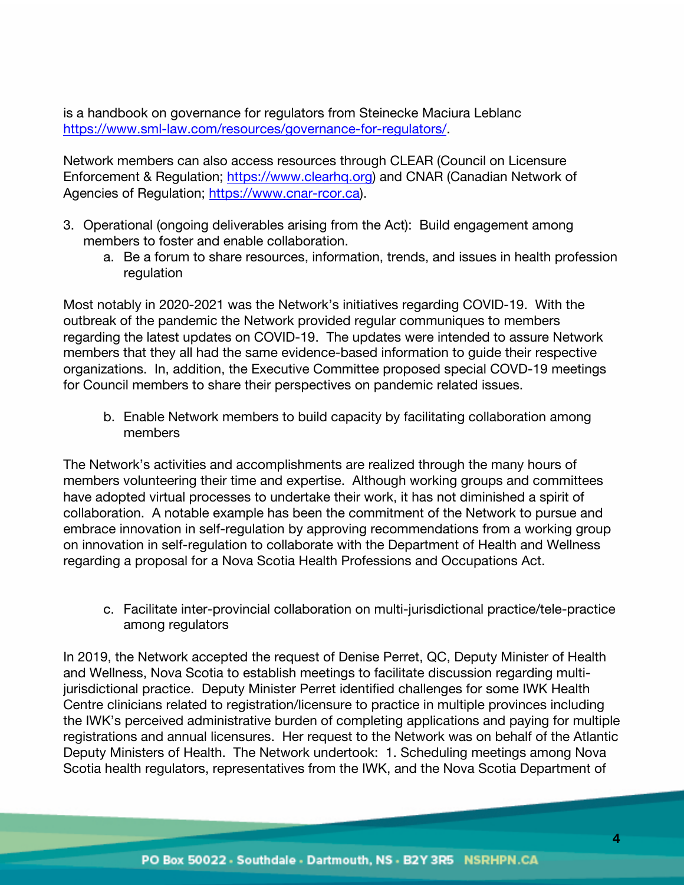is a handbook on governance for regulators from Steinecke Maciura Leblanc https://www.sml-law.com/resources/governance-for-regulators/.

Network members can also access resources through CLEAR (Council on Licensure Enforcement & Regulation; https://www.clearhq.org) and CNAR (Canadian Network of Agencies of Regulation; https://www.cnar-rcor.ca).

3. Operational (ongoing deliverables arising from the Act): Build engagement among members to foster and enable collaboration.
    a. Be a forum to share resources, information, trends, and issues in health profession regulation

Most notably in 2020-2021 was the Network's initiatives regarding COVID-19. With the outbreak of the pandemic the Network provided regular communiques to members regarding the latest updates on COVID-19. The updates were intended to assure Network members that they all had the same evidence-based information to guide their respective organizations. In, addition, the Executive Committee proposed special COVD-19 meetings for Council members to share their perspectives on pandemic related issues.

    b. Enable Network members to build capacity by facilitating collaboration among members

The Network's activities and accomplishments are realized through the many hours of members volunteering their time and expertise. Although working groups and committees have adopted virtual processes to undertake their work, it has not diminished a spirit of collaboration. A notable example has been the commitment of the Network to pursue and embrace innovation in self-regulation by approving recommendations from a working group on innovation in self-regulation to collaborate with the Department of Health and Wellness regarding a proposal for a Nova Scotia Health Professions and Occupations Act.

    c. Facilitate inter-provincial collaboration on multi-jurisdictional practice/tele-practice among regulators

In 2019, the Network accepted the request of Denise Perret, QC, Deputy Minister of Health and Wellness, Nova Scotia to establish meetings to facilitate discussion regarding multi-jurisdictional practice. Deputy Minister Perret identified challenges for some IWK Health Centre clinicians related to registration/licensure to practice in multiple provinces including the IWK's perceived administrative burden of completing applications and paying for multiple registrations and annual licensures. Her request to the Network was on behalf of the Atlantic Deputy Ministers of Health. The Network undertook: 1. Scheduling meetings among Nova Scotia health regulators, representatives from the IWK, and the Nova Scotia Department of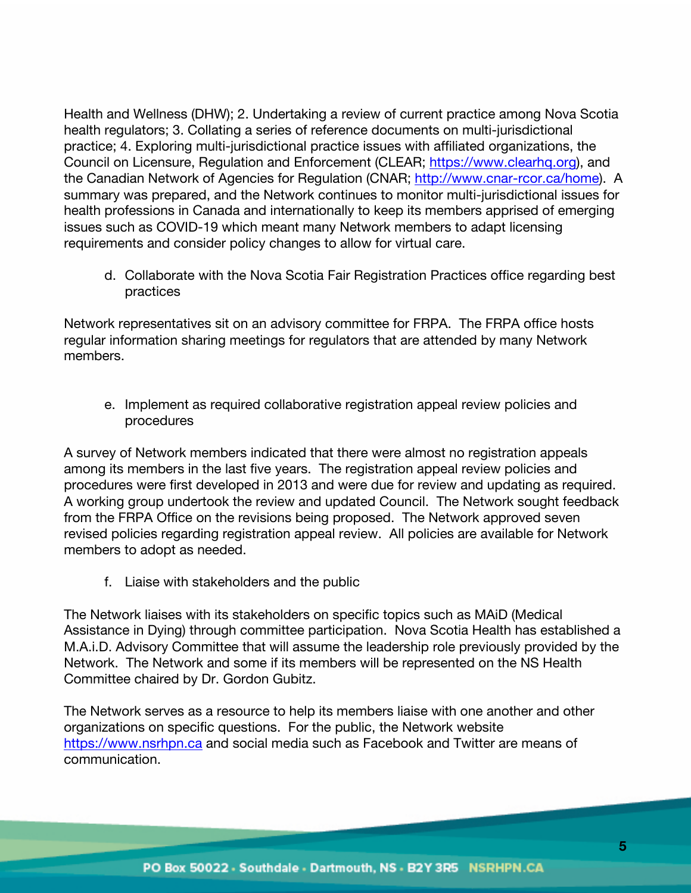Health and Wellness (DHW); 2. Undertaking a review of current practice among Nova Scotia health regulators; 3. Collating a series of reference documents on multi-jurisdictional practice; 4. Exploring multi-jurisdictional practice issues with affiliated organizations, the Council on Licensure, Regulation and Enforcement (CLEAR; https://www.clearhq.org), and the Canadian Network of Agencies for Regulation (CNAR; http://www.cnar-rcor.ca/home). A summary was prepared, and the Network continues to monitor multi-jurisdictional issues for health professions in Canada and internationally to keep its members apprised of emerging issues such as COVID-19 which meant many Network members to adapt licensing requirements and consider policy changes to allow for virtual care.

d. Collaborate with the Nova Scotia Fair Registration Practices office regarding best practices

Network representatives sit on an advisory committee for FRPA. The FRPA office hosts regular information sharing meetings for regulators that are attended by many Network members.

e. Implement as required collaborative registration appeal review policies and procedures

A survey of Network members indicated that there were almost no registration appeals among its members in the last five years. The registration appeal review policies and procedures were first developed in 2013 and were due for review and updating as required. A working group undertook the review and updated Council. The Network sought feedback from the FRPA Office on the revisions being proposed. The Network approved seven revised policies regarding registration appeal review. All policies are available for Network members to adopt as needed.

f. Liaise with stakeholders and the public

The Network liaises with its stakeholders on specific topics such as MAiD (Medical Assistance in Dying) through committee participation. Nova Scotia Health has established a M.A.i.D. Advisory Committee that will assume the leadership role previously provided by the Network. The Network and some if its members will be represented on the NS Health Committee chaired by Dr. Gordon Gubitz.

The Network serves as a resource to help its members liaise with one another and other organizations on specific questions. For the public, the Network website https://www.nsrhpn.ca and social media such as Facebook and Twitter are means of communication.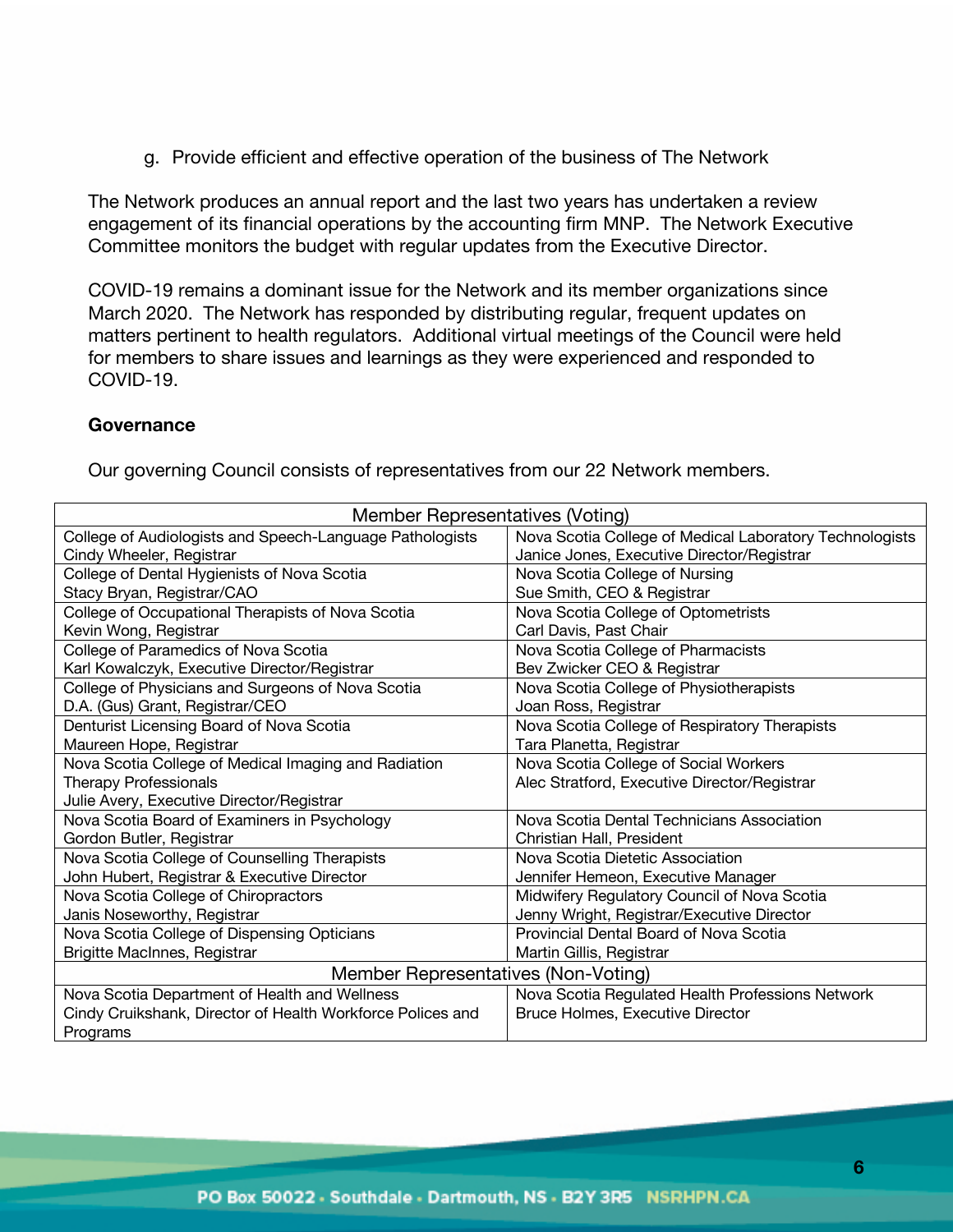g. Provide efficient and effective operation of the business of The Network

The Network produces an annual report and the last two years has undertaken a review engagement of its financial operations by the accounting firm MNP. The Network Executive Committee monitors the budget with regular updates from the Executive Director.

COVID-19 remains a dominant issue for the Network and its member organizations since March 2020. The Network has responded by distributing regular, frequent updates on matters pertinent to health regulators. Additional virtual meetings of the Council were held for members to share issues and learnings as they were experienced and responded to COVID-19.

**Governance**

Our governing Council consists of representatives from our 22 Network members.

| Member Representatives (Voting) | |
|---|---|
| College of Audiologists and Speech-Language Pathologists<br>Cindy Wheeler, Registrar | Nova Scotia College of Medical Laboratory Technologists<br>Janice Jones, Executive Director/Registrar |
| College of Dental Hygienists of Nova Scotia<br>Stacy Bryan, Registrar/CAO | Nova Scotia College of Nursing<br>Sue Smith, CEO & Registrar |
| College of Occupational Therapists of Nova Scotia<br>Kevin Wong, Registrar | Nova Scotia College of Optometrists<br>Carl Davis, Past Chair |
| College of Paramedics of Nova Scotia<br>Karl Kowalczyk, Executive Director/Registrar | Nova Scotia College of Pharmacists<br>Bev Zwicker CEO & Registrar |
| College of Physicians and Surgeons of Nova Scotia<br>D.A. (Gus) Grant, Registrar/CEO | Nova Scotia College of Physiotherapists<br>Joan Ross, Registrar |
| Denturist Licensing Board of Nova Scotia<br>Maureen Hope, Registrar | Nova Scotia College of Respiratory Therapists<br>Tara Planetta, Registrar |
| Nova Scotia College of Medical Imaging and Radiation Therapy Professionals<br>Julie Avery, Executive Director/Registrar | Nova Scotia College of Social Workers<br>Alec Stratford, Executive Director/Registrar |
| Nova Scotia Board of Examiners in Psychology<br>Gordon Butler, Registrar | Nova Scotia Dental Technicians Association<br>Christian Hall, President |
| Nova Scotia College of Counselling Therapists<br>John Hubert, Registrar & Executive Director | Nova Scotia Dietetic Association<br>Jennifer Hemeon, Executive Manager |
| Nova Scotia College of Chiropractors<br>Janis Noseworthy, Registrar | Midwifery Regulatory Council of Nova Scotia<br>Jenny Wright, Registrar/Executive Director |
| Nova Scotia College of Dispensing Opticians<br>Brigitte MacInnes, Registrar | Provincial Dental Board of Nova Scotia<br>Martin Gillis, Registrar |
| **Member Representatives (Non-Voting)** | |
| Nova Scotia Department of Health and Wellness<br>Cindy Cruikshank, Director of Health Workforce Polices and Programs | Nova Scotia Regulated Health Professions Network<br>Bruce Holmes, Executive Director |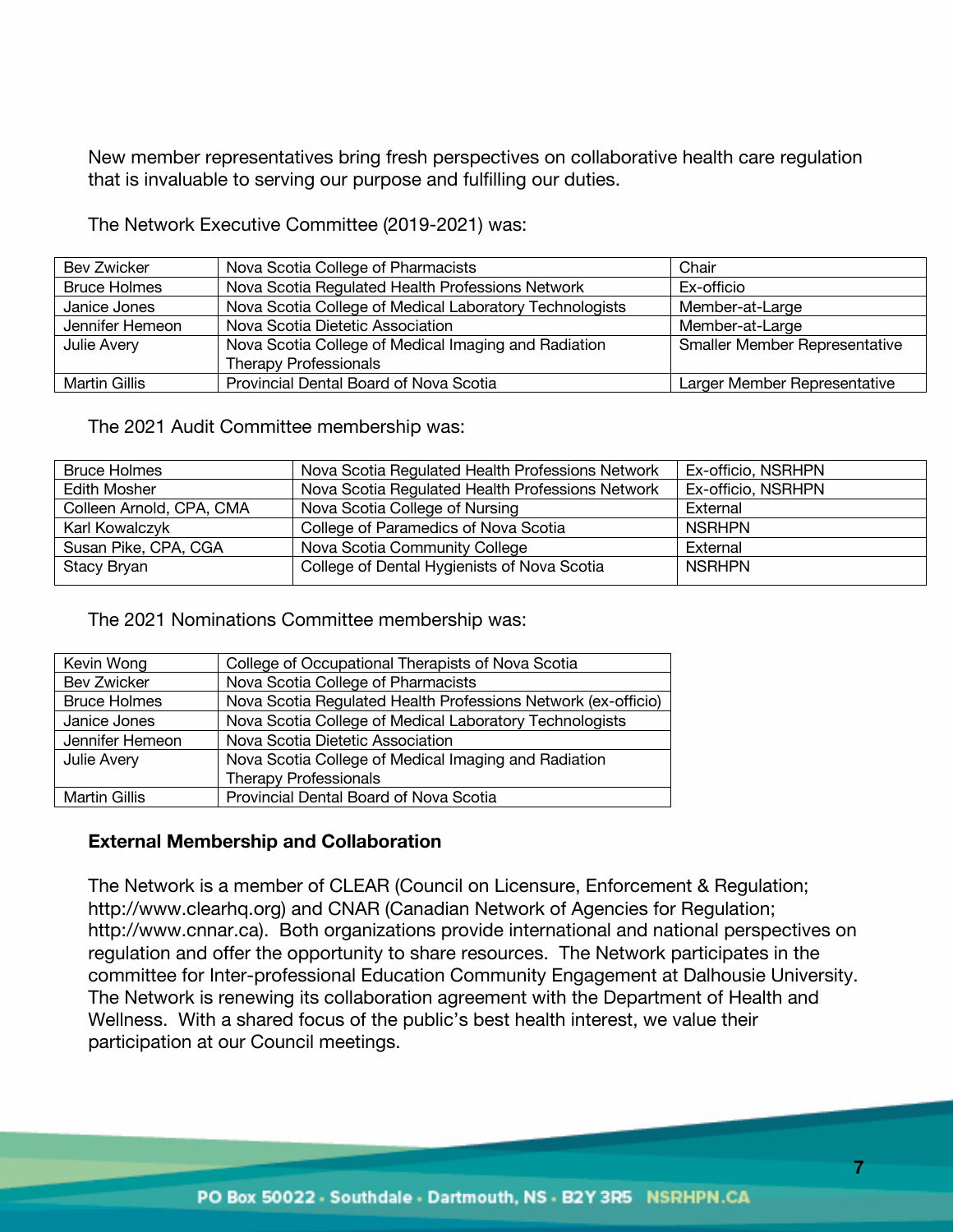New member representatives bring fresh perspectives on collaborative health care regulation that is invaluable to serving our purpose and fulfilling our duties.

The Network Executive Committee (2019-2021) was:

| | | |
|---|---|---|
| Bev Zwicker | Nova Scotia College of Pharmacists | Chair |
| Bruce Holmes | Nova Scotia Regulated Health Professions Network | Ex-officio |
| Janice Jones | Nova Scotia College of Medical Laboratory Technologists | Member-at-Large |
| Jennifer Hemeon | Nova Scotia Dietetic Association | Member-at-Large |
| Julie Avery | Nova Scotia College of Medical Imaging and Radiation Therapy Professionals | Smaller Member Representative |
| Martin Gillis | Provincial Dental Board of Nova Scotia | Larger Member Representative |

The 2021 Audit Committee membership was:

| | | |
|---|---|---|
| Bruce Holmes | Nova Scotia Regulated Health Professions Network | Ex-officio, NSRHPN |
| Edith Mosher | Nova Scotia Regulated Health Professions Network | Ex-officio, NSRHPN |
| Colleen Arnold, CPA, CMA | Nova Scotia College of Nursing | External |
| Karl Kowalczyk | College of Paramedics of Nova Scotia | NSRHPN |
| Susan Pike, CPA, CGA | Nova Scotia Community College | External |
| Stacy Bryan | College of Dental Hygienists of Nova Scotia | NSRHPN |

The 2021 Nominations Committee membership was:

| | |
|---|---|
| Kevin Wong | College of Occupational Therapists of Nova Scotia |
| Bev Zwicker | Nova Scotia College of Pharmacists |
| Bruce Holmes | Nova Scotia Regulated Health Professions Network (ex-officio) |
| Janice Jones | Nova Scotia College of Medical Laboratory Technologists |
| Jennifer Hemeon | Nova Scotia Dietetic Association |
| Julie Avery | Nova Scotia College of Medical Imaging and Radiation Therapy Professionals |
| Martin Gillis | Provincial Dental Board of Nova Scotia |

**External Membership and Collaboration**

The Network is a member of CLEAR (Council on Licensure, Enforcement & Regulation; http://www.clearhq.org) and CNAR (Canadian Network of Agencies for Regulation; http://www.cnnar.ca). Both organizations provide international and national perspectives on regulation and offer the opportunity to share resources. The Network participates in the committee for Inter-professional Education Community Engagement at Dalhousie University. The Network is renewing its collaboration agreement with the Department of Health and Wellness. With a shared focus of the public's best health interest, we value their participation at our Council meetings.